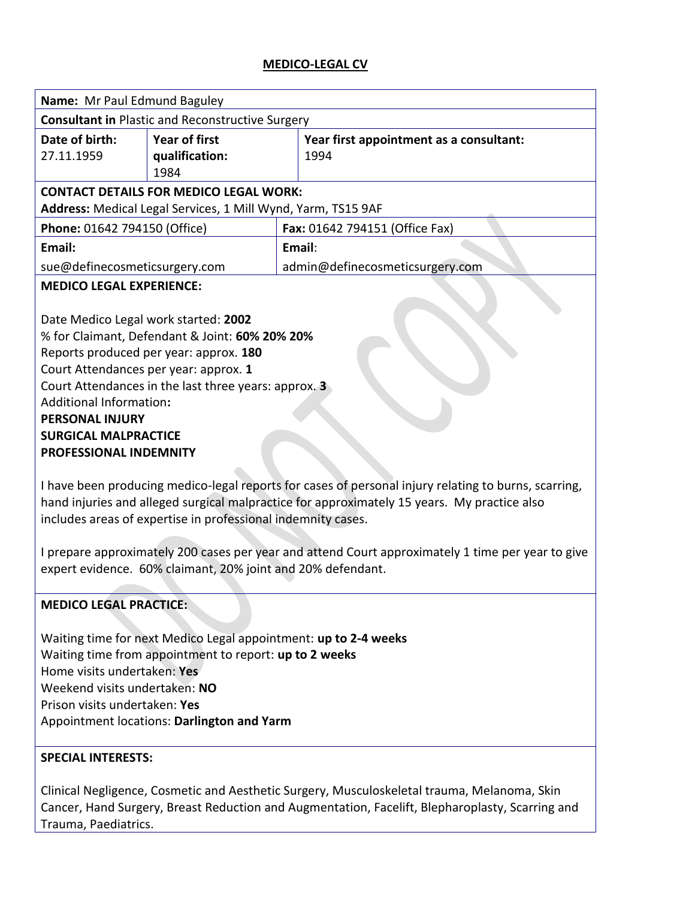# MEDICO-LEGAL CV

| **Name:** Mr Paul Edmund Baguley | | |
|---|---|---|
| **Consultant in** Plastic and Reconstructive Surgery | | |
| **Date of birth:** 27.11.1959 | **Year of first qualification:** 1984 | **Year first appointment as a consultant:** 1994 |

**CONTACT DETAILS FOR MEDICO LEGAL WORK:**
**Address:** Medical Legal Services, 1 Mill Wynd, Yarm, TS15 9AF

| **Phone:** 01642 794150 (Office) | **Fax:** 01642 794151 (Office Fax) |
|---|---|
| **Email:** sue@definecosmeticsurgery.com | **Email**: admin@definecosmeticsurgery.com |

**MEDICO LEGAL EXPERIENCE:**

Date Medico Legal work started: **2002**
% for Claimant, Defendant & Joint: **60% 20% 20%**
Reports produced per year: approx. **180**
Court Attendances per year: approx. **1**
Court Attendances in the last three years: approx. **3**
Additional Information**:**
**PERSONAL INJURY**
**SURGICAL MALPRACTICE**
**PROFESSIONAL INDEMNITY**

I have been producing medico-legal reports for cases of personal injury relating to burns, scarring, hand injuries and alleged surgical malpractice for approximately 15 years. My practice also includes areas of expertise in professional indemnity cases.

I prepare approximately 200 cases per year and attend Court approximately 1 time per year to give expert evidence. 60% claimant, 20% joint and 20% defendant.

**MEDICO LEGAL PRACTICE:**

Waiting time for next Medico Legal appointment: **up to 2-4 weeks**
Waiting time from appointment to report: **up to 2 weeks**
Home visits undertaken: **Yes**
Weekend visits undertaken: **NO**
Prison visits undertaken: **Yes**
Appointment locations: **Darlington and Yarm**

**SPECIAL INTERESTS:**

Clinical Negligence, Cosmetic and Aesthetic Surgery, Musculoskeletal trauma, Melanoma, Skin Cancer, Hand Surgery, Breast Reduction and Augmentation, Facelift, Blepharoplasty, Scarring and Trauma, Paediatrics.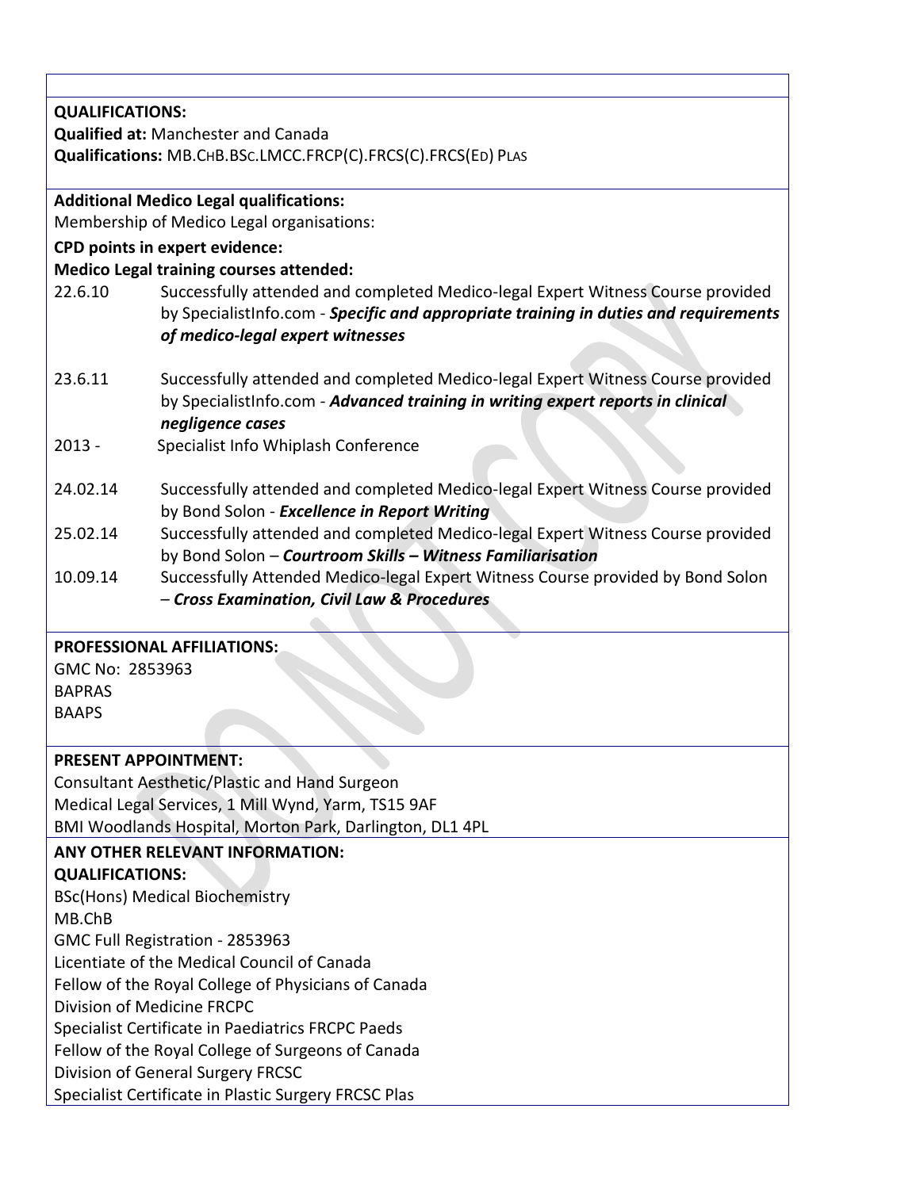**QUALIFICATIONS:**
**Qualified at:** Manchester and Canada
**Qualifications:** MB.CHB.BSC.LMCC.FRCP(C).FRCS(C).FRCS(ED) PLAS

**Additional Medico Legal qualifications:**
Membership of Medico Legal organisations:

**CPD points in expert evidence:**

**Medico Legal training courses attended:**

| | |
|---|---|
| 22.6.10 | Successfully attended and completed Medico-legal Expert Witness Course provided by SpecialistInfo.com - ***Specific and appropriate training in duties and requirements of medico-legal expert witnesses*** |
| 23.6.11 | Successfully attended and completed Medico-legal Expert Witness Course provided by SpecialistInfo.com - ***Advanced training in writing expert reports in clinical negligence cases*** |
| 2013 - | Specialist Info Whiplash Conference |
| 24.02.14 | Successfully attended and completed Medico-legal Expert Witness Course provided by Bond Solon - ***Excellence in Report Writing*** |
| 25.02.14 | Successfully attended and completed Medico-legal Expert Witness Course provided by Bond Solon – ***Courtroom Skills – Witness Familiarisation*** |
| 10.09.14 | Successfully Attended Medico-legal Expert Witness Course provided by Bond Solon – ***Cross Examination, Civil Law & Procedures*** |

**PROFESSIONAL AFFILIATIONS:**
GMC No: 2853963
BAPRAS
BAAPS

**PRESENT APPOINTMENT:**
Consultant Aesthetic/Plastic and Hand Surgeon
Medical Legal Services, 1 Mill Wynd, Yarm, TS15 9AF
BMI Woodlands Hospital, Morton Park, Darlington, DL1 4PL

**ANY OTHER RELEVANT INFORMATION:**
**QUALIFICATIONS:**
BSc(Hons) Medical Biochemistry
MB.ChB
GMC Full Registration - 2853963
Licentiate of the Medical Council of Canada
Fellow of the Royal College of Physicians of Canada
Division of Medicine FRCPC
Specialist Certificate in Paediatrics FRCPC Paeds
Fellow of the Royal College of Surgeons of Canada
Division of General Surgery FRCSC
Specialist Certificate in Plastic Surgery FRCSC Plas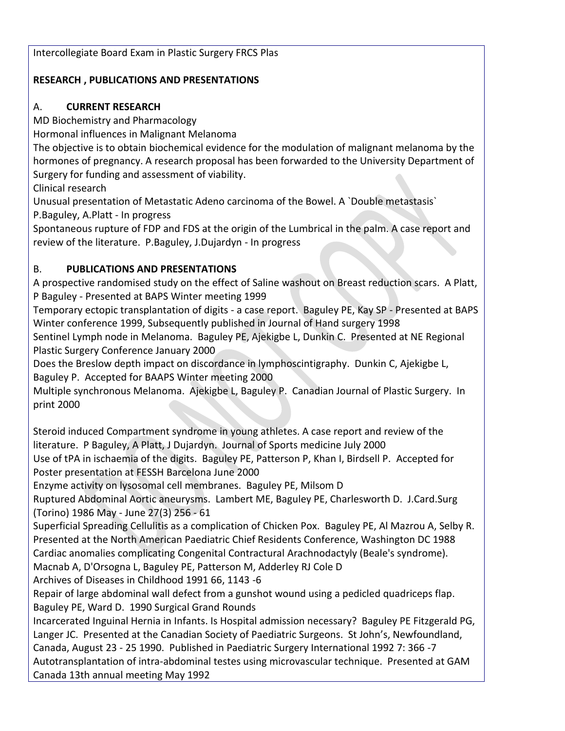Intercollegiate Board Exam in Plastic Surgery FRCS Plas

**RESEARCH , PUBLICATIONS AND PRESENTATIONS**

A. **CURRENT RESEARCH**

MD Biochemistry and Pharmacology

Hormonal influences in Malignant Melanoma

The objective is to obtain biochemical evidence for the modulation of malignant melanoma by the hormones of pregnancy. A research proposal has been forwarded to the University Department of Surgery for funding and assessment of viability.

Clinical research

Unusual presentation of Metastatic Adeno carcinoma of the Bowel. A `Double metastasis` P.Baguley, A.Platt - In progress

Spontaneous rupture of FDP and FDS at the origin of the Lumbrical in the palm. A case report and review of the literature. P.Baguley, J.Dujardyn - In progress

B. **PUBLICATIONS AND PRESENTATIONS**

A prospective randomised study on the effect of Saline washout on Breast reduction scars. A Platt, P Baguley - Presented at BAPS Winter meeting 1999

Temporary ectopic transplantation of digits - a case report. Baguley PE, Kay SP - Presented at BAPS Winter conference 1999, Subsequently published in Journal of Hand surgery 1998

Sentinel Lymph node in Melanoma. Baguley PE, Ajekigbe L, Dunkin C. Presented at NE Regional Plastic Surgery Conference January 2000

Does the Breslow depth impact on discordance in lymphoscintigraphy. Dunkin C, Ajekigbe L, Baguley P. Accepted for BAAPS Winter meeting 2000

Multiple synchronous Melanoma. Ajekigbe L, Baguley P. Canadian Journal of Plastic Surgery. In print 2000

Steroid induced Compartment syndrome in young athletes. A case report and review of the literature. P Baguley, A Platt, J Dujardyn. Journal of Sports medicine July 2000

Use of tPA in ischaemia of the digits. Baguley PE, Patterson P, Khan I, Birdsell P. Accepted for Poster presentation at FESSH Barcelona June 2000

Enzyme activity on lysosomal cell membranes. Baguley PE, Milsom D

Ruptured Abdominal Aortic aneurysms. Lambert ME, Baguley PE, Charlesworth D. J.Card.Surg (Torino) 1986 May - June 27(3) 256 - 61

Superficial Spreading Cellulitis as a complication of Chicken Pox. Baguley PE, Al Mazrou A, Selby R. Presented at the North American Paediatric Chief Residents Conference, Washington DC 1988

Cardiac anomalies complicating Congenital Contractural Arachnodactyly (Beale's syndrome). Macnab A, D'Orsogna L, Baguley PE, Patterson M, Adderley RJ Cole D

Archives of Diseases in Childhood 1991 66, 1143 -6

Repair of large abdominal wall defect from a gunshot wound using a pedicled quadriceps flap. Baguley PE, Ward D. 1990 Surgical Grand Rounds

Incarcerated Inguinal Hernia in Infants. Is Hospital admission necessary? Baguley PE Fitzgerald PG, Langer JC. Presented at the Canadian Society of Paediatric Surgeons. St John's, Newfoundland, Canada, August 23 - 25 1990. Published in Paediatric Surgery International 1992 7: 366 -7

Autotransplantation of intra-abdominal testes using microvascular technique. Presented at GAM Canada 13th annual meeting May 1992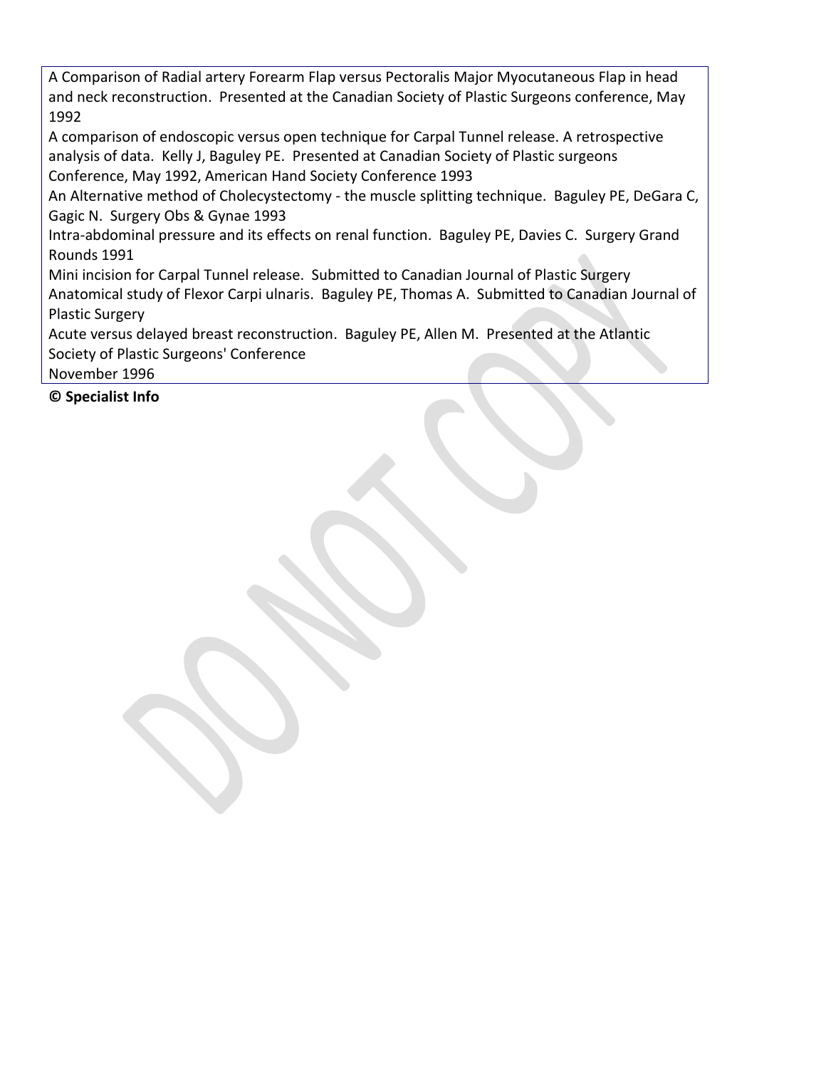A Comparison of Radial artery Forearm Flap versus Pectoralis Major Myocutaneous Flap in head and neck reconstruction. Presented at the Canadian Society of Plastic Surgeons conference, May 1992

A comparison of endoscopic versus open technique for Carpal Tunnel release. A retrospective analysis of data. Kelly J, Baguley PE. Presented at Canadian Society of Plastic surgeons Conference, May 1992, American Hand Society Conference 1993

An Alternative method of Cholecystectomy - the muscle splitting technique. Baguley PE, DeGara C, Gagic N. Surgery Obs & Gynae 1993

Intra-abdominal pressure and its effects on renal function. Baguley PE, Davies C. Surgery Grand Rounds 1991

Mini incision for Carpal Tunnel release. Submitted to Canadian Journal of Plastic Surgery

Anatomical study of Flexor Carpi ulnaris. Baguley PE, Thomas A. Submitted to Canadian Journal of Plastic Surgery

Acute versus delayed breast reconstruction. Baguley PE, Allen M. Presented at the Atlantic Society of Plastic Surgeons' Conference November 1996

**© Specialist Info**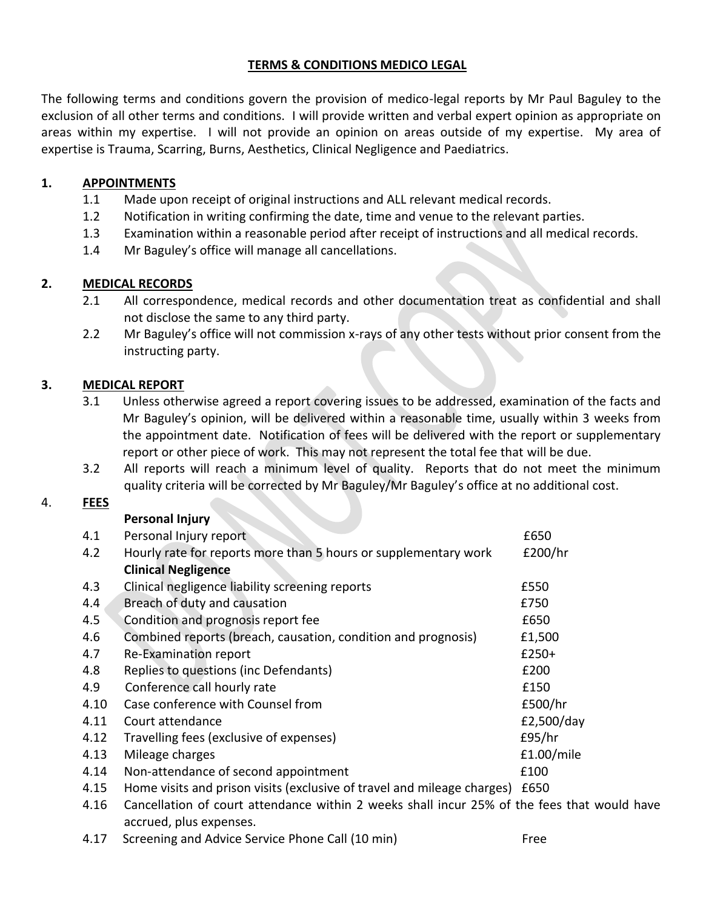## TERMS & CONDITIONS MEDICO LEGAL

The following terms and conditions govern the provision of medico-legal reports by Mr Paul Baguley to the exclusion of all other terms and conditions. I will provide written and verbal expert opinion as appropriate on areas within my expertise. I will not provide an opinion on areas outside of my expertise. My area of expertise is Trauma, Scarring, Burns, Aesthetics, Clinical Negligence and Paediatrics.

### 1. APPOINTMENTS

- 1.1 Made upon receipt of original instructions and ALL relevant medical records.
- 1.2 Notification in writing confirming the date, time and venue to the relevant parties.
- 1.3 Examination within a reasonable period after receipt of instructions and all medical records.
- 1.4 Mr Baguley's office will manage all cancellations.

### 2. MEDICAL RECORDS

- 2.1 All correspondence, medical records and other documentation treat as confidential and shall not disclose the same to any third party.
- 2.2 Mr Baguley's office will not commission x-rays of any other tests without prior consent from the instructing party.

### 3. MEDICAL REPORT

- 3.1 Unless otherwise agreed a report covering issues to be addressed, examination of the facts and Mr Baguley's opinion, will be delivered within a reasonable time, usually within 3 weeks from the appointment date. Notification of fees will be delivered with the report or supplementary report or other piece of work. This may not represent the total fee that will be due.
- 3.2 All reports will reach a minimum level of quality. Reports that do not meet the minimum quality criteria will be corrected by Mr Baguley/Mr Baguley's office at no additional cost.

### 4. FEES

| | | |
|---|---|---|
| | **Personal Injury** | |
| 4.1 | Personal Injury report | £650 |
| 4.2 | Hourly rate for reports more than 5 hours or supplementary work | £200/hr |
| | **Clinical Negligence** | |
| 4.3 | Clinical negligence liability screening reports | £550 |
| 4.4 | Breach of duty and causation | £750 |
| 4.5 | Condition and prognosis report fee | £650 |
| 4.6 | Combined reports (breach, causation, condition and prognosis) | £1,500 |
| 4.7 | Re-Examination report | £250+ |
| 4.8 | Replies to questions (inc Defendants) | £200 |
| 4.9 | Conference call hourly rate | £150 |
| 4.10 | Case conference with Counsel from | £500/hr |
| 4.11 | Court attendance | £2,500/day |
| 4.12 | Travelling fees (exclusive of expenses) | £95/hr |
| 4.13 | Mileage charges | £1.00/mile |
| 4.14 | Non-attendance of second appointment | £100 |
| 4.15 | Home visits and prison visits (exclusive of travel and mileage charges) | £650 |
| 4.16 | Cancellation of court attendance within 2 weeks shall incur 25% of the fees that would have accrued, plus expenses. | |
| 4.17 | Screening and Advice Service Phone Call (10 min) | Free |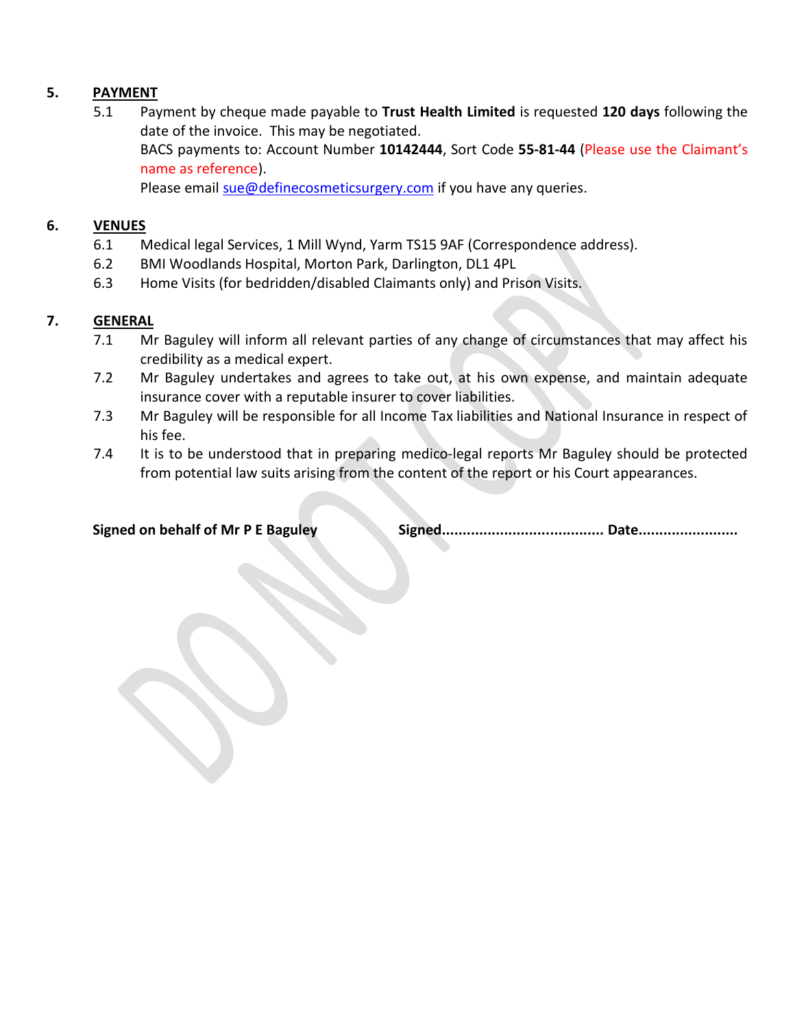## 5. PAYMENT

5.1 Payment by cheque made payable to **Trust Health Limited** is requested **120 days** following the date of the invoice. This may be negotiated.
BACS payments to: Account Number **10142444**, Sort Code **55-81-44** (Please use the Claimant's name as reference).
Please email sue@definecosmeticsurgery.com if you have any queries.

## 6. VENUES

6.1 Medical legal Services, 1 Mill Wynd, Yarm TS15 9AF (Correspondence address).

6.2 BMI Woodlands Hospital, Morton Park, Darlington, DL1 4PL

6.3 Home Visits (for bedridden/disabled Claimants only) and Prison Visits.

## 7. GENERAL

7.1 Mr Baguley will inform all relevant parties of any change of circumstances that may affect his credibility as a medical expert.

7.2 Mr Baguley undertakes and agrees to take out, at his own expense, and maintain adequate insurance cover with a reputable insurer to cover liabilities.

7.3 Mr Baguley will be responsible for all Income Tax liabilities and National Insurance in respect of his fee.

7.4 It is to be understood that in preparing medico-legal reports Mr Baguley should be protected from potential law suits arising from the content of the report or his Court appearances.

**Signed on behalf of Mr P E Baguley** **Signed...................................... Date........................**

DO NOT COPY